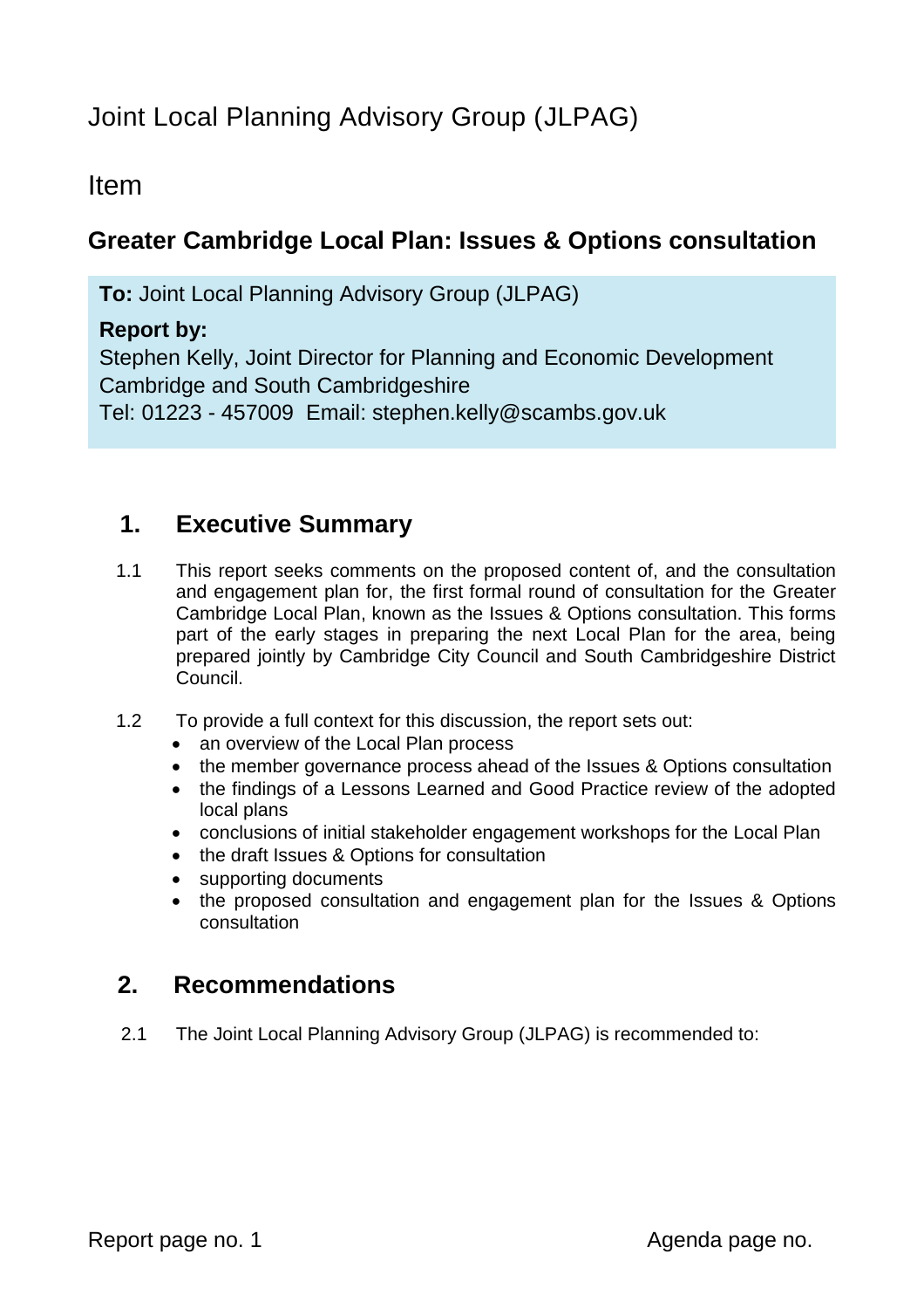# Joint Local Planning Advisory Group (JLPAG)

## Item

## Greater Cambridge Local Plan: Issues & Options consultation

**To:** Joint Local Planning Advisory Group (JLPAG)

**Report by:**
Stephen Kelly, Joint Director for Planning and Economic Development
Cambridge and South Cambridgeshire
Tel: 01223 - 457009  Email: stephen.kelly@scambs.gov.uk

## 1. Executive Summary

1.1 This report seeks comments on the proposed content of, and the consultation and engagement plan for, the first formal round of consultation for the Greater Cambridge Local Plan, known as the Issues & Options consultation. This forms part of the early stages in preparing the next Local Plan for the area, being prepared jointly by Cambridge City Council and South Cambridgeshire District Council.

1.2 To provide a full context for this discussion, the report sets out:

- an overview of the Local Plan process
- the member governance process ahead of the Issues & Options consultation
- the findings of a Lessons Learned and Good Practice review of the adopted local plans
- conclusions of initial stakeholder engagement workshops for the Local Plan
- the draft Issues & Options for consultation
- supporting documents
- the proposed consultation and engagement plan for the Issues & Options consultation

## 2. Recommendations

2.1 The Joint Local Planning Advisory Group (JLPAG) is recommended to: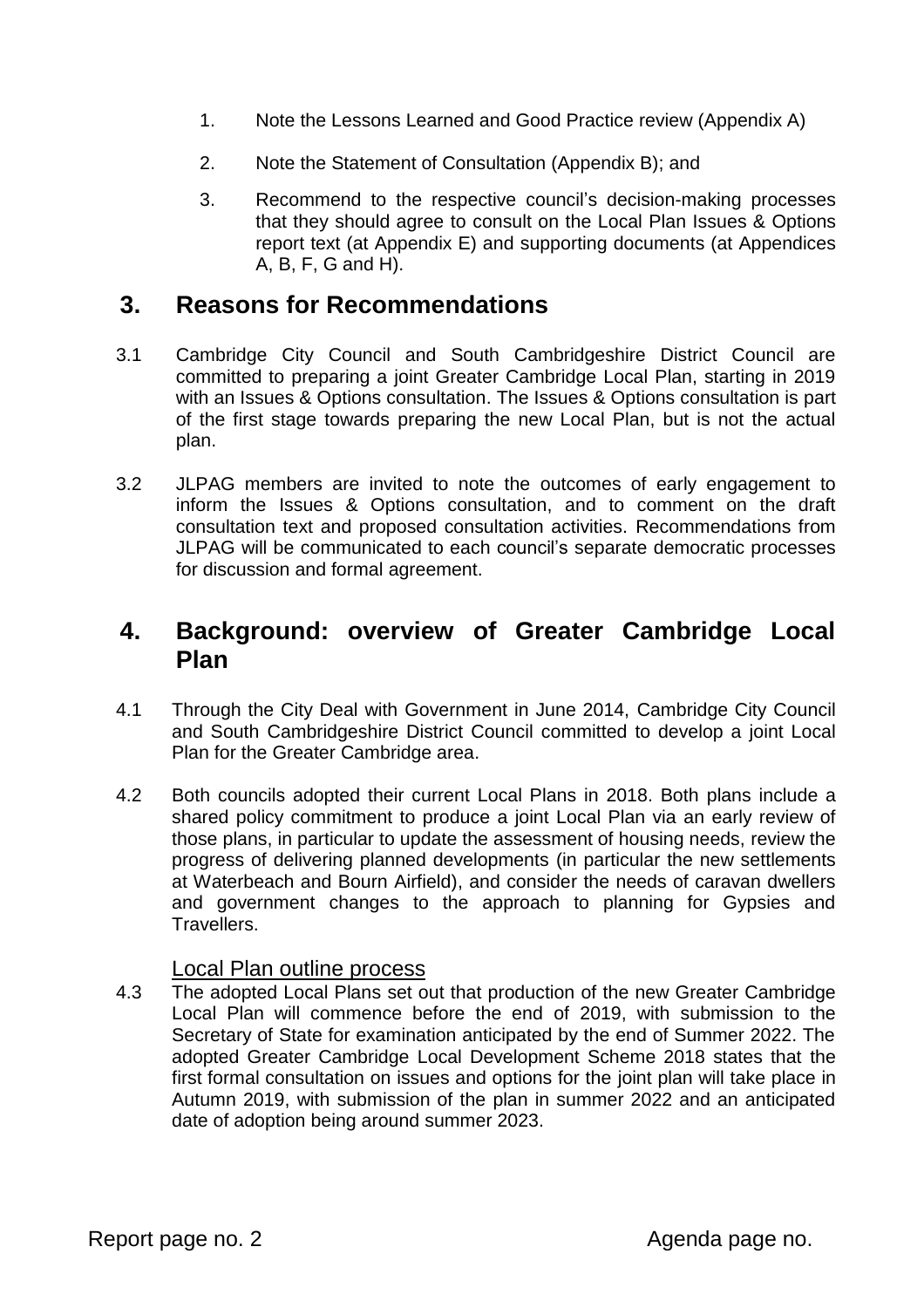1. Note the Lessons Learned and Good Practice review (Appendix A)

2. Note the Statement of Consultation (Appendix B); and

3. Recommend to the respective council's decision-making processes that they should agree to consult on the Local Plan Issues & Options report text (at Appendix E) and supporting documents (at Appendices A, B, F, G and H).

## 3. Reasons for Recommendations

3.1 Cambridge City Council and South Cambridgeshire District Council are committed to preparing a joint Greater Cambridge Local Plan, starting in 2019 with an Issues & Options consultation. The Issues & Options consultation is part of the first stage towards preparing the new Local Plan, but is not the actual plan.

3.2 JLPAG members are invited to note the outcomes of early engagement to inform the Issues & Options consultation, and to comment on the draft consultation text and proposed consultation activities. Recommendations from JLPAG will be communicated to each council's separate democratic processes for discussion and formal agreement.

## 4. Background: overview of Greater Cambridge Local Plan

4.1 Through the City Deal with Government in June 2014, Cambridge City Council and South Cambridgeshire District Council committed to develop a joint Local Plan for the Greater Cambridge area.

4.2 Both councils adopted their current Local Plans in 2018. Both plans include a shared policy commitment to produce a joint Local Plan via an early review of those plans, in particular to update the assessment of housing needs, review the progress of delivering planned developments (in particular the new settlements at Waterbeach and Bourn Airfield), and consider the needs of caravan dwellers and government changes to the approach to planning for Gypsies and Travellers.

### Local Plan outline process

4.3 The adopted Local Plans set out that production of the new Greater Cambridge Local Plan will commence before the end of 2019, with submission to the Secretary of State for examination anticipated by the end of Summer 2022. The adopted Greater Cambridge Local Development Scheme 2018 states that the first formal consultation on issues and options for the joint plan will take place in Autumn 2019, with submission of the plan in summer 2022 and an anticipated date of adoption being around summer 2023.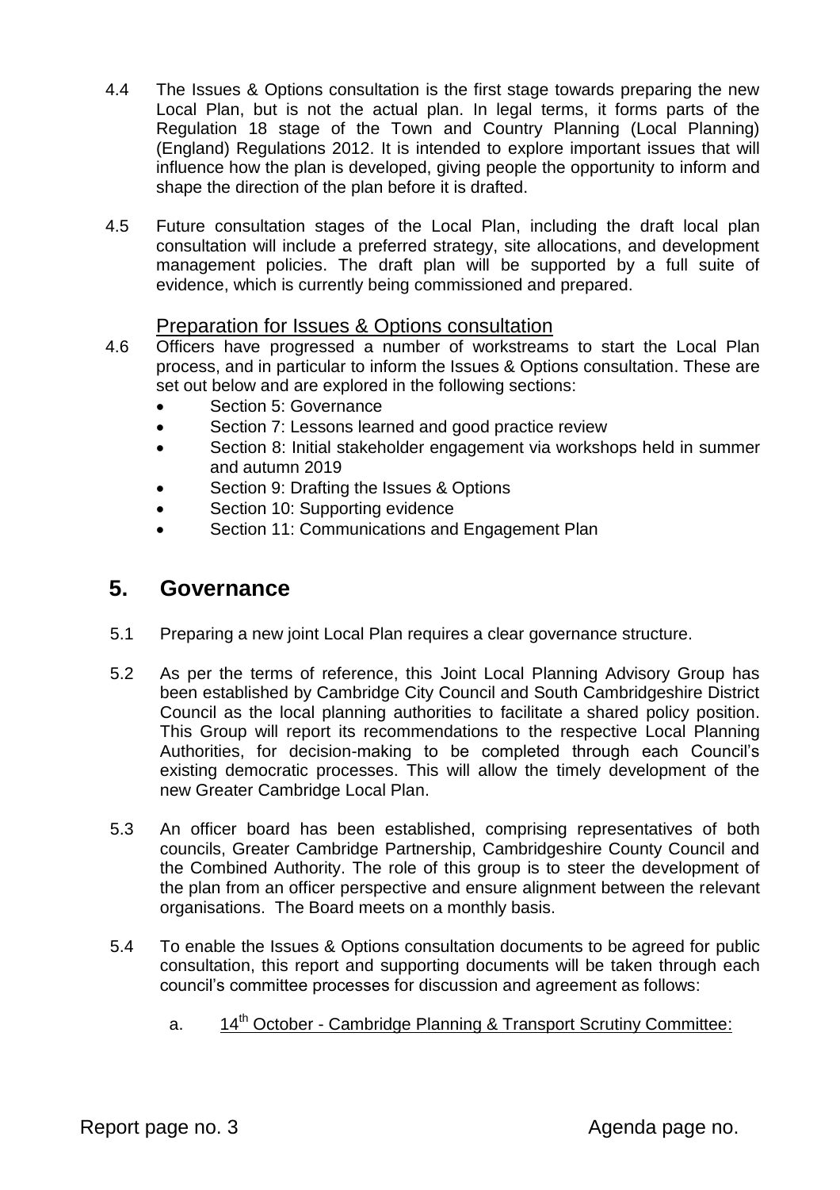4.4 The Issues & Options consultation is the first stage towards preparing the new Local Plan, but is not the actual plan. In legal terms, it forms parts of the Regulation 18 stage of the Town and Country Planning (Local Planning) (England) Regulations 2012. It is intended to explore important issues that will influence how the plan is developed, giving people the opportunity to inform and shape the direction of the plan before it is drafted.

4.5 Future consultation stages of the Local Plan, including the draft local plan consultation will include a preferred strategy, site allocations, and development management policies. The draft plan will be supported by a full suite of evidence, which is currently being commissioned and prepared.

Preparation for Issues & Options consultation

4.6 Officers have progressed a number of workstreams to start the Local Plan process, and in particular to inform the Issues & Options consultation. These are set out below and are explored in the following sections:

- Section 5: Governance
- Section 7: Lessons learned and good practice review
- Section 8: Initial stakeholder engagement via workshops held in summer and autumn 2019
- Section 9: Drafting the Issues & Options
- Section 10: Supporting evidence
- Section 11: Communications and Engagement Plan

## 5. Governance

5.1 Preparing a new joint Local Plan requires a clear governance structure.

5.2 As per the terms of reference, this Joint Local Planning Advisory Group has been established by Cambridge City Council and South Cambridgeshire District Council as the local planning authorities to facilitate a shared policy position. This Group will report its recommendations to the respective Local Planning Authorities, for decision-making to be completed through each Council's existing democratic processes. This will allow the timely development of the new Greater Cambridge Local Plan.

5.3 An officer board has been established, comprising representatives of both councils, Greater Cambridge Partnership, Cambridgeshire County Council and the Combined Authority. The role of this group is to steer the development of the plan from an officer perspective and ensure alignment between the relevant organisations. The Board meets on a monthly basis.

5.4 To enable the Issues & Options consultation documents to be agreed for public consultation, this report and supporting documents will be taken through each council's committee processes for discussion and agreement as follows:

a. 14th October - Cambridge Planning & Transport Scrutiny Committee: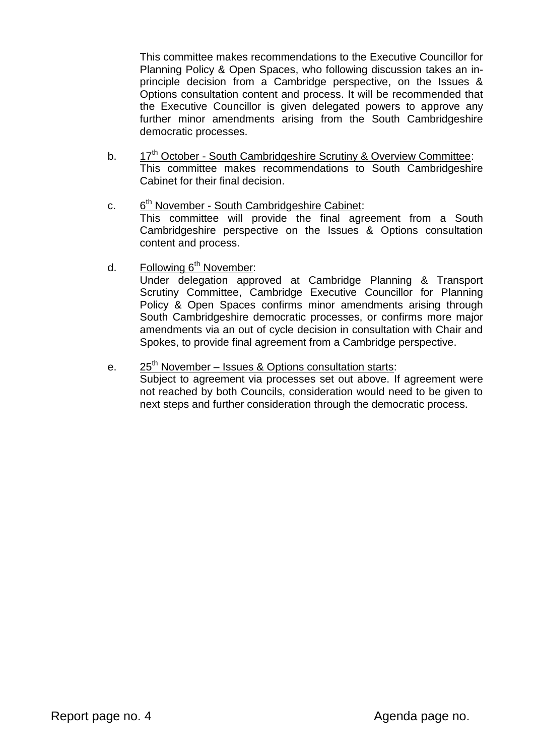This committee makes recommendations to the Executive Councillor for Planning Policy & Open Spaces, who following discussion takes an in-principle decision from a Cambridge perspective, on the Issues & Options consultation content and process. It will be recommended that the Executive Councillor is given delegated powers to approve any further minor amendments arising from the South Cambridgeshire democratic processes.

b. 17th October - South Cambridgeshire Scrutiny & Overview Committee:
This committee makes recommendations to South Cambridgeshire Cabinet for their final decision.

c. 6th November - South Cambridgeshire Cabinet:
This committee will provide the final agreement from a South Cambridgeshire perspective on the Issues & Options consultation content and process.

d. Following 6th November:
Under delegation approved at Cambridge Planning & Transport Scrutiny Committee, Cambridge Executive Councillor for Planning Policy & Open Spaces confirms minor amendments arising through South Cambridgeshire democratic processes, or confirms more major amendments via an out of cycle decision in consultation with Chair and Spokes, to provide final agreement from a Cambridge perspective.

e. 25th November – Issues & Options consultation starts:
Subject to agreement via processes set out above. If agreement were not reached by both Councils, consideration would need to be given to next steps and further consideration through the democratic process.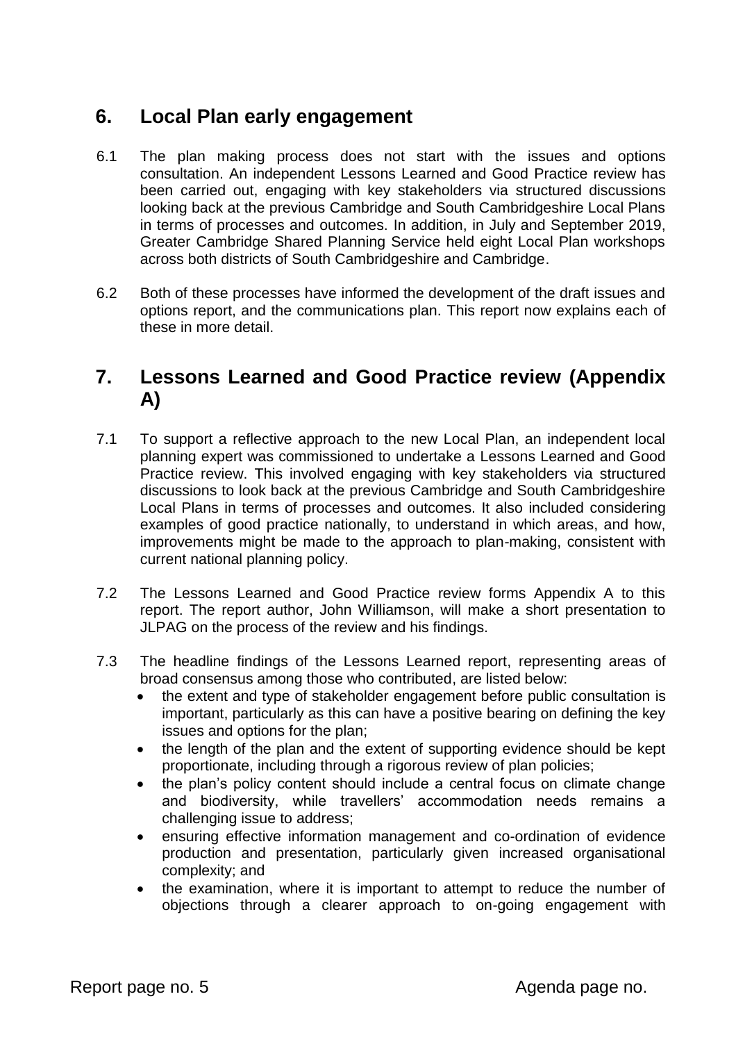## 6. Local Plan early engagement

6.1 The plan making process does not start with the issues and options consultation. An independent Lessons Learned and Good Practice review has been carried out, engaging with key stakeholders via structured discussions looking back at the previous Cambridge and South Cambridgeshire Local Plans in terms of processes and outcomes. In addition, in July and September 2019, Greater Cambridge Shared Planning Service held eight Local Plan workshops across both districts of South Cambridgeshire and Cambridge.

6.2 Both of these processes have informed the development of the draft issues and options report, and the communications plan. This report now explains each of these in more detail.

## 7. Lessons Learned and Good Practice review (Appendix A)

7.1 To support a reflective approach to the new Local Plan, an independent local planning expert was commissioned to undertake a Lessons Learned and Good Practice review. This involved engaging with key stakeholders via structured discussions to look back at the previous Cambridge and South Cambridgeshire Local Plans in terms of processes and outcomes. It also included considering examples of good practice nationally, to understand in which areas, and how, improvements might be made to the approach to plan-making, consistent with current national planning policy.

7.2 The Lessons Learned and Good Practice review forms Appendix A to this report. The report author, John Williamson, will make a short presentation to JLPAG on the process of the review and his findings.

7.3 The headline findings of the Lessons Learned report, representing areas of broad consensus among those who contributed, are listed below:

- the extent and type of stakeholder engagement before public consultation is important, particularly as this can have a positive bearing on defining the key issues and options for the plan;
- the length of the plan and the extent of supporting evidence should be kept proportionate, including through a rigorous review of plan policies;
- the plan's policy content should include a central focus on climate change and biodiversity, while travellers' accommodation needs remains a challenging issue to address;
- ensuring effective information management and co-ordination of evidence production and presentation, particularly given increased organisational complexity; and
- the examination, where it is important to attempt to reduce the number of objections through a clearer approach to on-going engagement with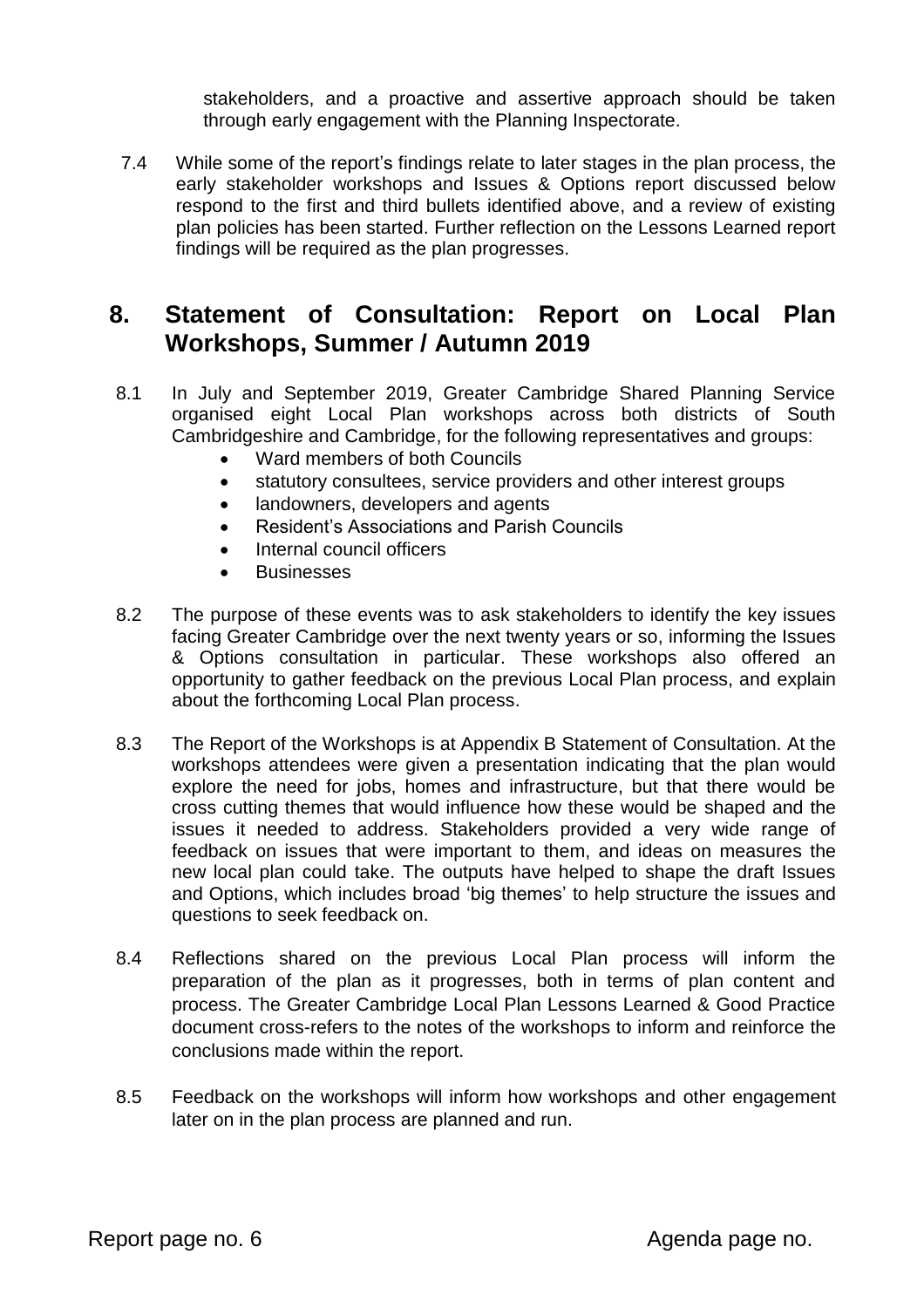stakeholders, and a proactive and assertive approach should be taken through early engagement with the Planning Inspectorate.

7.4 While some of the report's findings relate to later stages in the plan process, the early stakeholder workshops and Issues & Options report discussed below respond to the first and third bullets identified above, and a review of existing plan policies has been started. Further reflection on the Lessons Learned report findings will be required as the plan progresses.

## 8. Statement of Consultation: Report on Local Plan Workshops, Summer / Autumn 2019

8.1 In July and September 2019, Greater Cambridge Shared Planning Service organised eight Local Plan workshops across both districts of South Cambridgeshire and Cambridge, for the following representatives and groups:

- Ward members of both Councils
- statutory consultees, service providers and other interest groups
- landowners, developers and agents
- Resident's Associations and Parish Councils
- Internal council officers
- Businesses

8.2 The purpose of these events was to ask stakeholders to identify the key issues facing Greater Cambridge over the next twenty years or so, informing the Issues & Options consultation in particular. These workshops also offered an opportunity to gather feedback on the previous Local Plan process, and explain about the forthcoming Local Plan process.

8.3 The Report of the Workshops is at Appendix B Statement of Consultation. At the workshops attendees were given a presentation indicating that the plan would explore the need for jobs, homes and infrastructure, but that there would be cross cutting themes that would influence how these would be shaped and the issues it needed to address. Stakeholders provided a very wide range of feedback on issues that were important to them, and ideas on measures the new local plan could take. The outputs have helped to shape the draft Issues and Options, which includes broad 'big themes' to help structure the issues and questions to seek feedback on.

8.4 Reflections shared on the previous Local Plan process will inform the preparation of the plan as it progresses, both in terms of plan content and process. The Greater Cambridge Local Plan Lessons Learned & Good Practice document cross-refers to the notes of the workshops to inform and reinforce the conclusions made within the report.

8.5 Feedback on the workshops will inform how workshops and other engagement later on in the plan process are planned and run.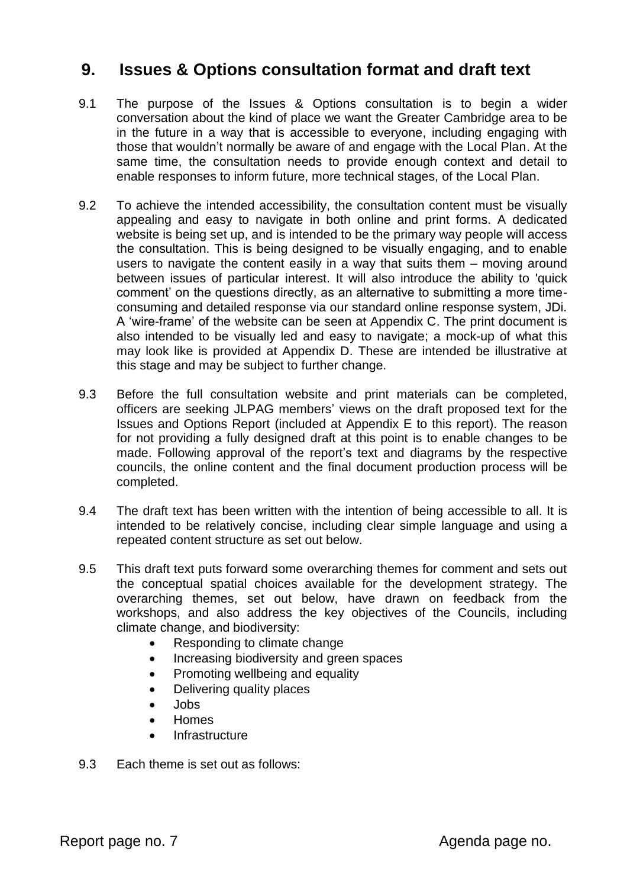## 9. Issues & Options consultation format and draft text

9.1 The purpose of the Issues & Options consultation is to begin a wider conversation about the kind of place we want the Greater Cambridge area to be in the future in a way that is accessible to everyone, including engaging with those that wouldn't normally be aware of and engage with the Local Plan. At the same time, the consultation needs to provide enough context and detail to enable responses to inform future, more technical stages, of the Local Plan.

9.2 To achieve the intended accessibility, the consultation content must be visually appealing and easy to navigate in both online and print forms. A dedicated website is being set up, and is intended to be the primary way people will access the consultation. This is being designed to be visually engaging, and to enable users to navigate the content easily in a way that suits them – moving around between issues of particular interest. It will also introduce the ability to 'quick comment' on the questions directly, as an alternative to submitting a more time-consuming and detailed response via our standard online response system, JDi. A 'wire-frame' of the website can be seen at Appendix C. The print document is also intended to be visually led and easy to navigate; a mock-up of what this may look like is provided at Appendix D. These are intended be illustrative at this stage and may be subject to further change.

9.3 Before the full consultation website and print materials can be completed, officers are seeking JLPAG members' views on the draft proposed text for the Issues and Options Report (included at Appendix E to this report). The reason for not providing a fully designed draft at this point is to enable changes to be made. Following approval of the report's text and diagrams by the respective councils, the online content and the final document production process will be completed.

9.4 The draft text has been written with the intention of being accessible to all. It is intended to be relatively concise, including clear simple language and using a repeated content structure as set out below.

9.5 This draft text puts forward some overarching themes for comment and sets out the conceptual spatial choices available for the development strategy. The overarching themes, set out below, have drawn on feedback from the workshops, and also address the key objectives of the Councils, including climate change, and biodiversity:

- Responding to climate change
- Increasing biodiversity and green spaces
- Promoting wellbeing and equality
- Delivering quality places
- Jobs
- Homes
- Infrastructure

9.3 Each theme is set out as follows: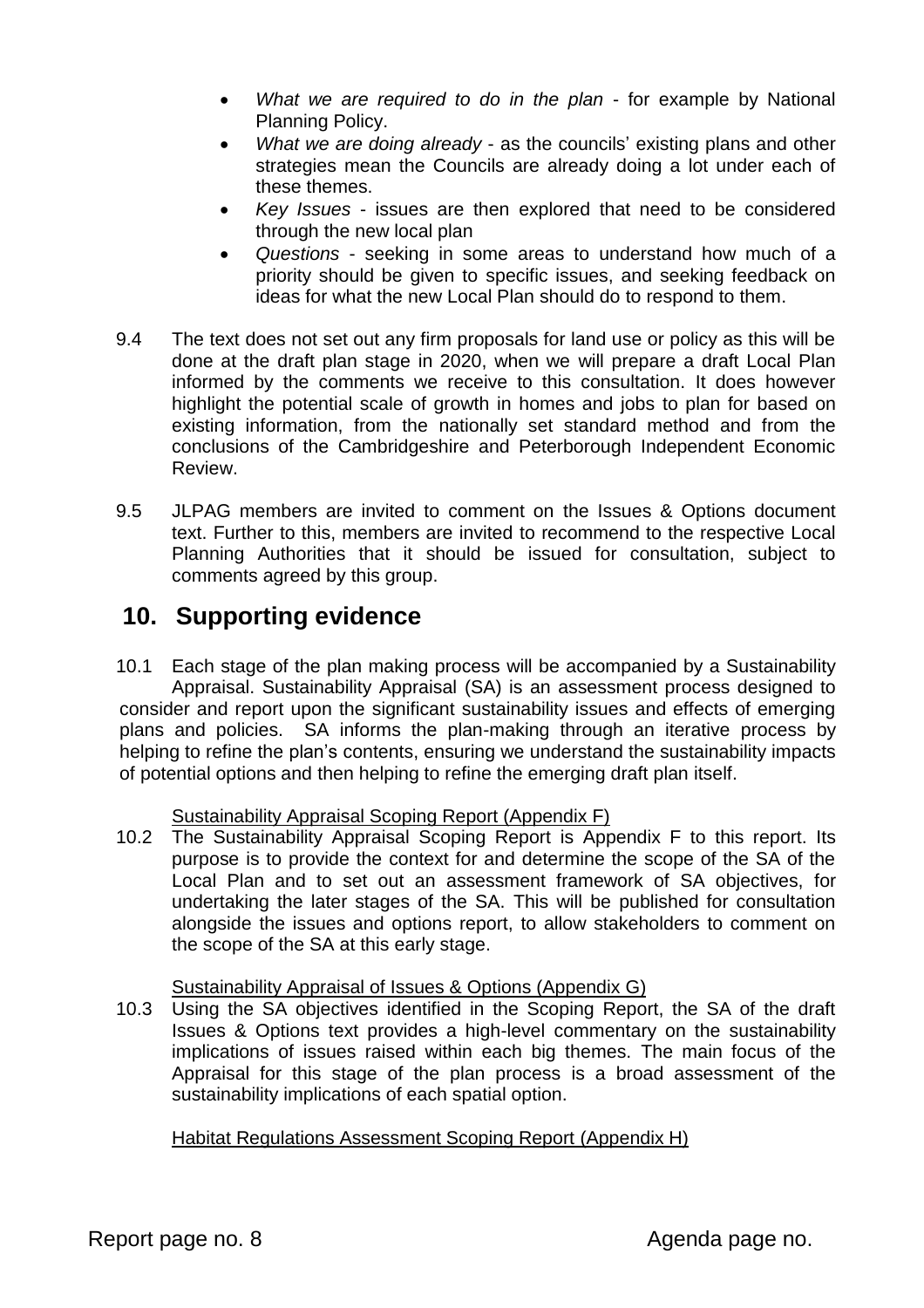- *What we are required to do in the plan* - for example by National Planning Policy.
- *What we are doing already* - as the councils' existing plans and other strategies mean the Councils are already doing a lot under each of these themes.
- *Key Issues* - issues are then explored that need to be considered through the new local plan
- *Questions* - seeking in some areas to understand how much of a priority should be given to specific issues, and seeking feedback on ideas for what the new Local Plan should do to respond to them.

9.4 The text does not set out any firm proposals for land use or policy as this will be done at the draft plan stage in 2020, when we will prepare a draft Local Plan informed by the comments we receive to this consultation. It does however highlight the potential scale of growth in homes and jobs to plan for based on existing information, from the nationally set standard method and from the conclusions of the Cambridgeshire and Peterborough Independent Economic Review.

9.5 JLPAG members are invited to comment on the Issues & Options document text. Further to this, members are invited to recommend to the respective Local Planning Authorities that it should be issued for consultation, subject to comments agreed by this group.

## 10. Supporting evidence

10.1 Each stage of the plan making process will be accompanied by a Sustainability Appraisal. Sustainability Appraisal (SA) is an assessment process designed to consider and report upon the significant sustainability issues and effects of emerging plans and policies. SA informs the plan-making through an iterative process by helping to refine the plan's contents, ensuring we understand the sustainability impacts of potential options and then helping to refine the emerging draft plan itself.

<u>Sustainability Appraisal Scoping Report (Appendix F)</u>

10.2 The Sustainability Appraisal Scoping Report is Appendix F to this report. Its purpose is to provide the context for and determine the scope of the SA of the Local Plan and to set out an assessment framework of SA objectives, for undertaking the later stages of the SA. This will be published for consultation alongside the issues and options report, to allow stakeholders to comment on the scope of the SA at this early stage.

<u>Sustainability Appraisal of Issues & Options (Appendix G)</u>

10.3 Using the SA objectives identified in the Scoping Report, the SA of the draft Issues & Options text provides a high-level commentary on the sustainability implications of issues raised within each big themes. The main focus of the Appraisal for this stage of the plan process is a broad assessment of the sustainability implications of each spatial option.

<u>Habitat Regulations Assessment Scoping Report (Appendix H)</u>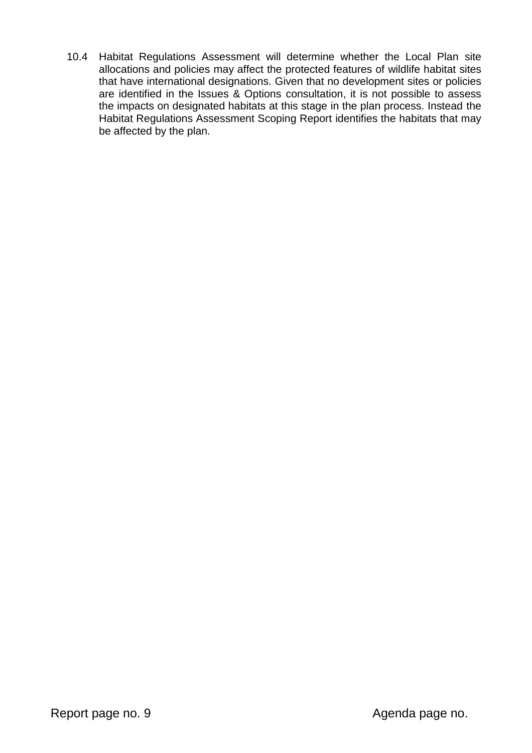10.4 Habitat Regulations Assessment will determine whether the Local Plan site allocations and policies may affect the protected features of wildlife habitat sites that have international designations. Given that no development sites or policies are identified in the Issues & Options consultation, it is not possible to assess the impacts on designated habitats at this stage in the plan process. Instead the Habitat Regulations Assessment Scoping Report identifies the habitats that may be affected by the plan.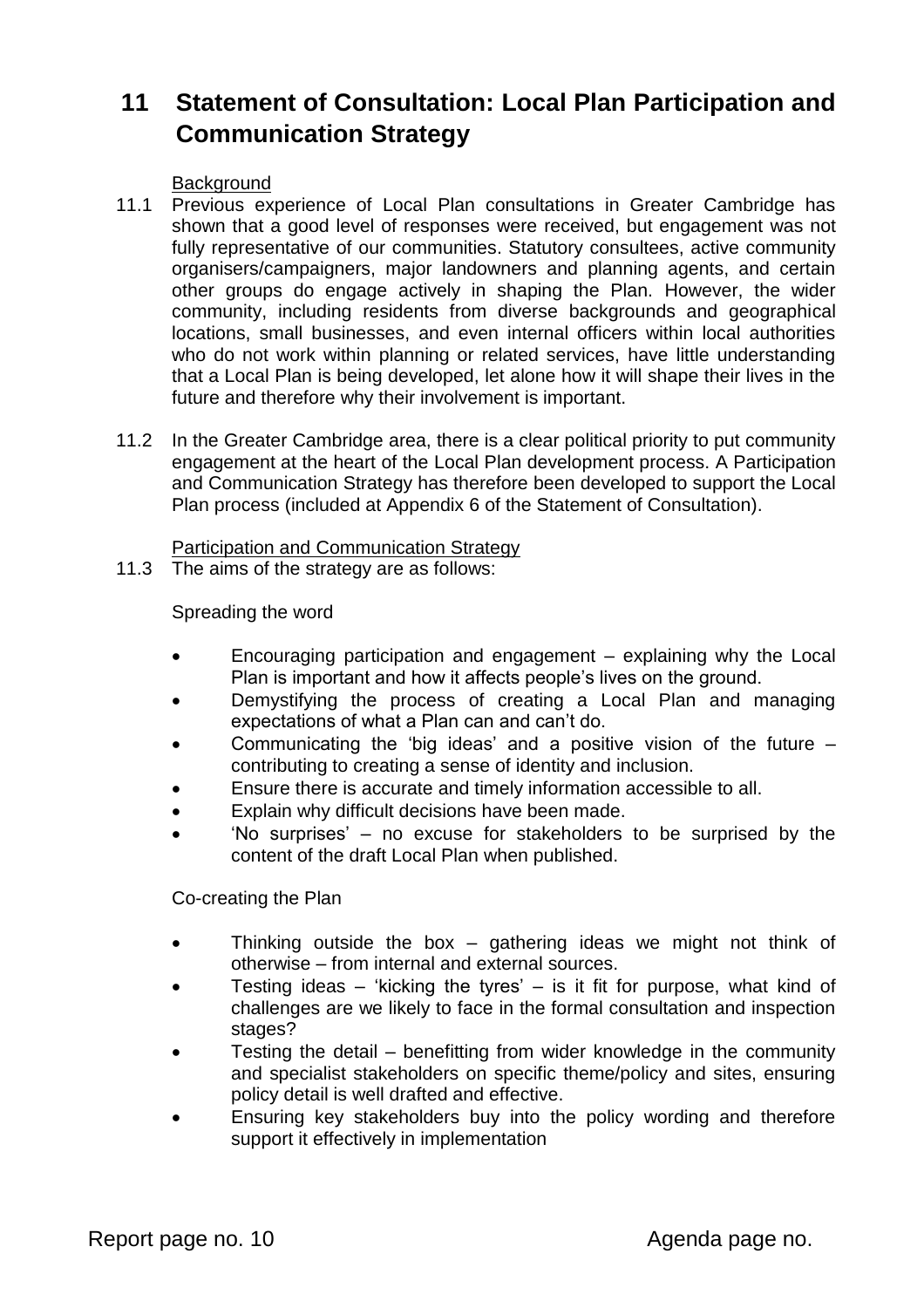## 11 Statement of Consultation: Local Plan Participation and Communication Strategy

Background

11.1 Previous experience of Local Plan consultations in Greater Cambridge has shown that a good level of responses were received, but engagement was not fully representative of our communities. Statutory consultees, active community organisers/campaigners, major landowners and planning agents, and certain other groups do engage actively in shaping the Plan. However, the wider community, including residents from diverse backgrounds and geographical locations, small businesses, and even internal officers within local authorities who do not work within planning or related services, have little understanding that a Local Plan is being developed, let alone how it will shape their lives in the future and therefore why their involvement is important.

11.2 In the Greater Cambridge area, there is a clear political priority to put community engagement at the heart of the Local Plan development process. A Participation and Communication Strategy has therefore been developed to support the Local Plan process (included at Appendix 6 of the Statement of Consultation).

Participation and Communication Strategy

11.3 The aims of the strategy are as follows:

Spreading the word

- Encouraging participation and engagement – explaining why the Local Plan is important and how it affects people's lives on the ground.
- Demystifying the process of creating a Local Plan and managing expectations of what a Plan can and can't do.
- Communicating the 'big ideas' and a positive vision of the future – contributing to creating a sense of identity and inclusion.
- Ensure there is accurate and timely information accessible to all.
- Explain why difficult decisions have been made.
- 'No surprises' – no excuse for stakeholders to be surprised by the content of the draft Local Plan when published.

Co-creating the Plan

- Thinking outside the box – gathering ideas we might not think of otherwise – from internal and external sources.
- Testing ideas – 'kicking the tyres' – is it fit for purpose, what kind of challenges are we likely to face in the formal consultation and inspection stages?
- Testing the detail – benefitting from wider knowledge in the community and specialist stakeholders on specific theme/policy and sites, ensuring policy detail is well drafted and effective.
- Ensuring key stakeholders buy into the policy wording and therefore support it effectively in implementation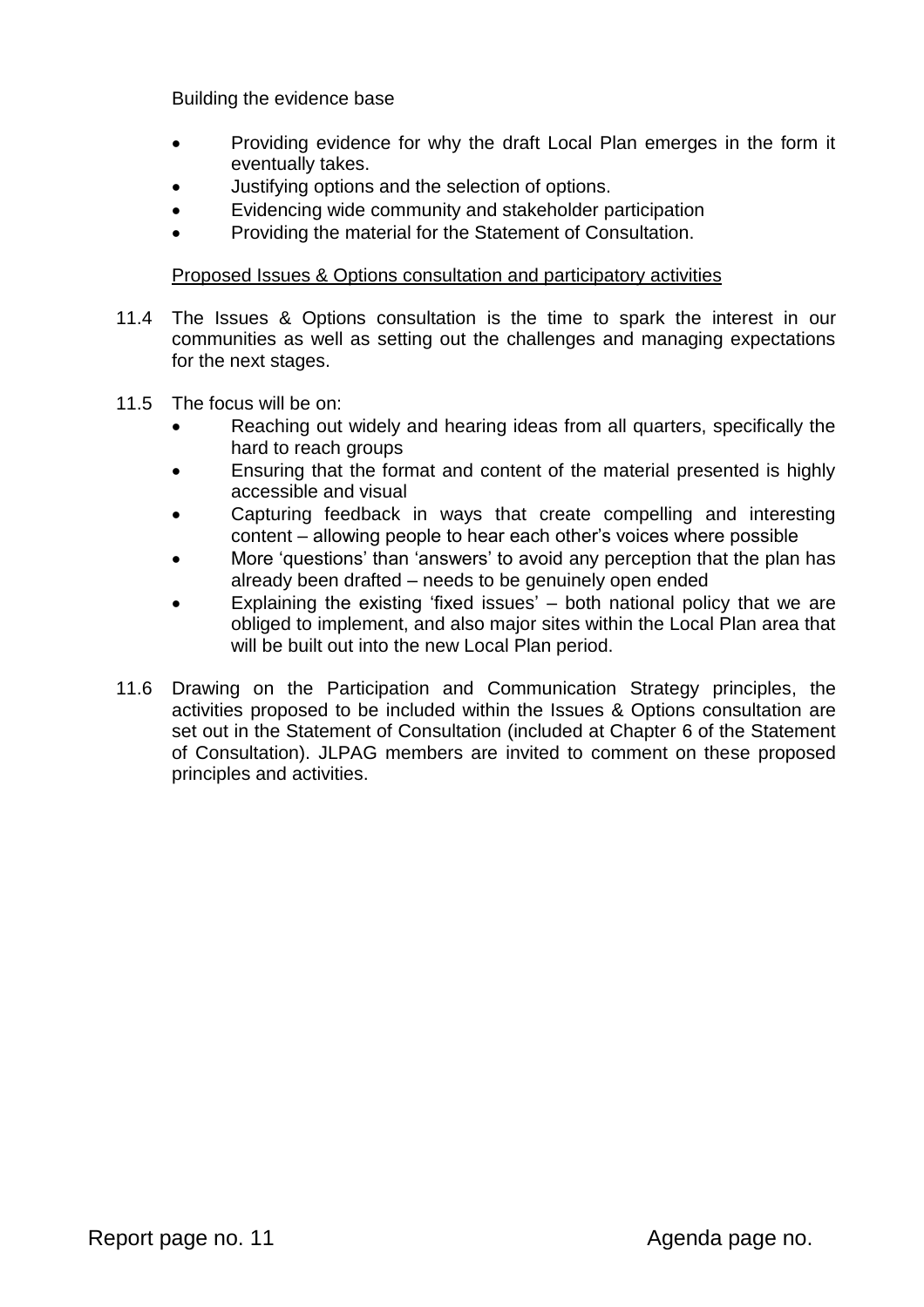Building the evidence base

- Providing evidence for why the draft Local Plan emerges in the form it eventually takes.
- Justifying options and the selection of options.
- Evidencing wide community and stakeholder participation
- Providing the material for the Statement of Consultation.

<u>Proposed Issues & Options consultation and participatory activities</u>

11.4 The Issues & Options consultation is the time to spark the interest in our communities as well as setting out the challenges and managing expectations for the next stages.

11.5 The focus will be on:

- Reaching out widely and hearing ideas from all quarters, specifically the hard to reach groups
- Ensuring that the format and content of the material presented is highly accessible and visual
- Capturing feedback in ways that create compelling and interesting content – allowing people to hear each other's voices where possible
- More 'questions' than 'answers' to avoid any perception that the plan has already been drafted – needs to be genuinely open ended
- Explaining the existing 'fixed issues' – both national policy that we are obliged to implement, and also major sites within the Local Plan area that will be built out into the new Local Plan period.

11.6 Drawing on the Participation and Communication Strategy principles, the activities proposed to be included within the Issues & Options consultation are set out in the Statement of Consultation (included at Chapter 6 of the Statement of Consultation). JLPAG members are invited to comment on these proposed principles and activities.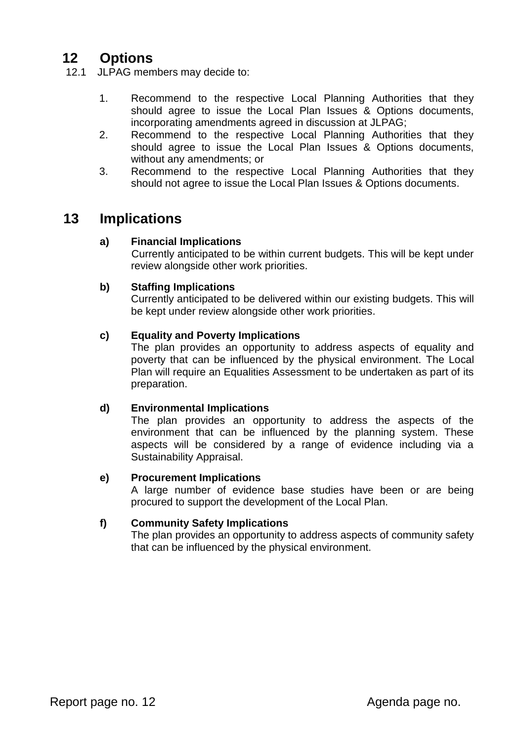## 12 Options

12.1 JLPAG members may decide to:

1. Recommend to the respective Local Planning Authorities that they should agree to issue the Local Plan Issues & Options documents, incorporating amendments agreed in discussion at JLPAG;
2. Recommend to the respective Local Planning Authorities that they should agree to issue the Local Plan Issues & Options documents, without any amendments; or
3. Recommend to the respective Local Planning Authorities that they should not agree to issue the Local Plan Issues & Options documents.

## 13 Implications

**a) Financial Implications**

Currently anticipated to be within current budgets. This will be kept under review alongside other work priorities.

**b) Staffing Implications**

Currently anticipated to be delivered within our existing budgets. This will be kept under review alongside other work priorities.

**c) Equality and Poverty Implications**

The plan provides an opportunity to address aspects of equality and poverty that can be influenced by the physical environment. The Local Plan will require an Equalities Assessment to be undertaken as part of its preparation.

**d) Environmental Implications**

The plan provides an opportunity to address the aspects of the environment that can be influenced by the planning system. These aspects will be considered by a range of evidence including via a Sustainability Appraisal.

**e) Procurement Implications**

A large number of evidence base studies have been or are being procured to support the development of the Local Plan.

**f) Community Safety Implications**

The plan provides an opportunity to address aspects of community safety that can be influenced by the physical environment.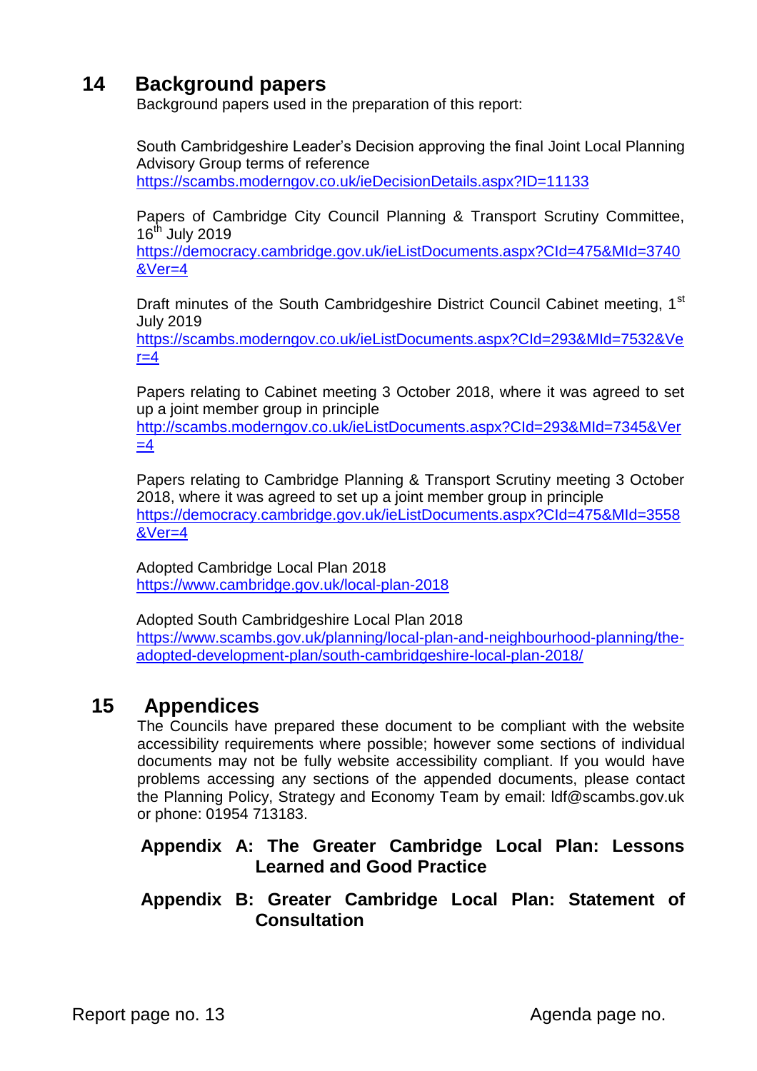## 14 Background papers

Background papers used in the preparation of this report:

South Cambridgeshire Leader's Decision approving the final Joint Local Planning Advisory Group terms of reference
https://scambs.moderngov.co.uk/ieDecisionDetails.aspx?ID=11133

Papers of Cambridge City Council Planning & Transport Scrutiny Committee, 16th July 2019
https://democracy.cambridge.gov.uk/ieListDocuments.aspx?CId=475&MId=3740&Ver=4

Draft minutes of the South Cambridgeshire District Council Cabinet meeting, 1st July 2019
https://scambs.moderngov.co.uk/ieListDocuments.aspx?CId=293&MId=7532&Ver=4

Papers relating to Cabinet meeting 3 October 2018, where it was agreed to set up a joint member group in principle
http://scambs.moderngov.co.uk/ieListDocuments.aspx?CId=293&MId=7345&Ver=4

Papers relating to Cambridge Planning & Transport Scrutiny meeting 3 October 2018, where it was agreed to set up a joint member group in principle
https://democracy.cambridge.gov.uk/ieListDocuments.aspx?CId=475&MId=3558&Ver=4

Adopted Cambridge Local Plan 2018
https://www.cambridge.gov.uk/local-plan-2018

Adopted South Cambridgeshire Local Plan 2018
https://www.scambs.gov.uk/planning/local-plan-and-neighbourhood-planning/the-adopted-development-plan/south-cambridgeshire-local-plan-2018/

## 15 Appendices

The Councils have prepared these document to be compliant with the website accessibility requirements where possible; however some sections of individual documents may not be fully website accessibility compliant. If you would have problems accessing any sections of the appended documents, please contact the Planning Policy, Strategy and Economy Team by email: ldf@scambs.gov.uk or phone: 01954 713183.

**Appendix A: The Greater Cambridge Local Plan: Lessons Learned and Good Practice**

**Appendix B: Greater Cambridge Local Plan: Statement of Consultation**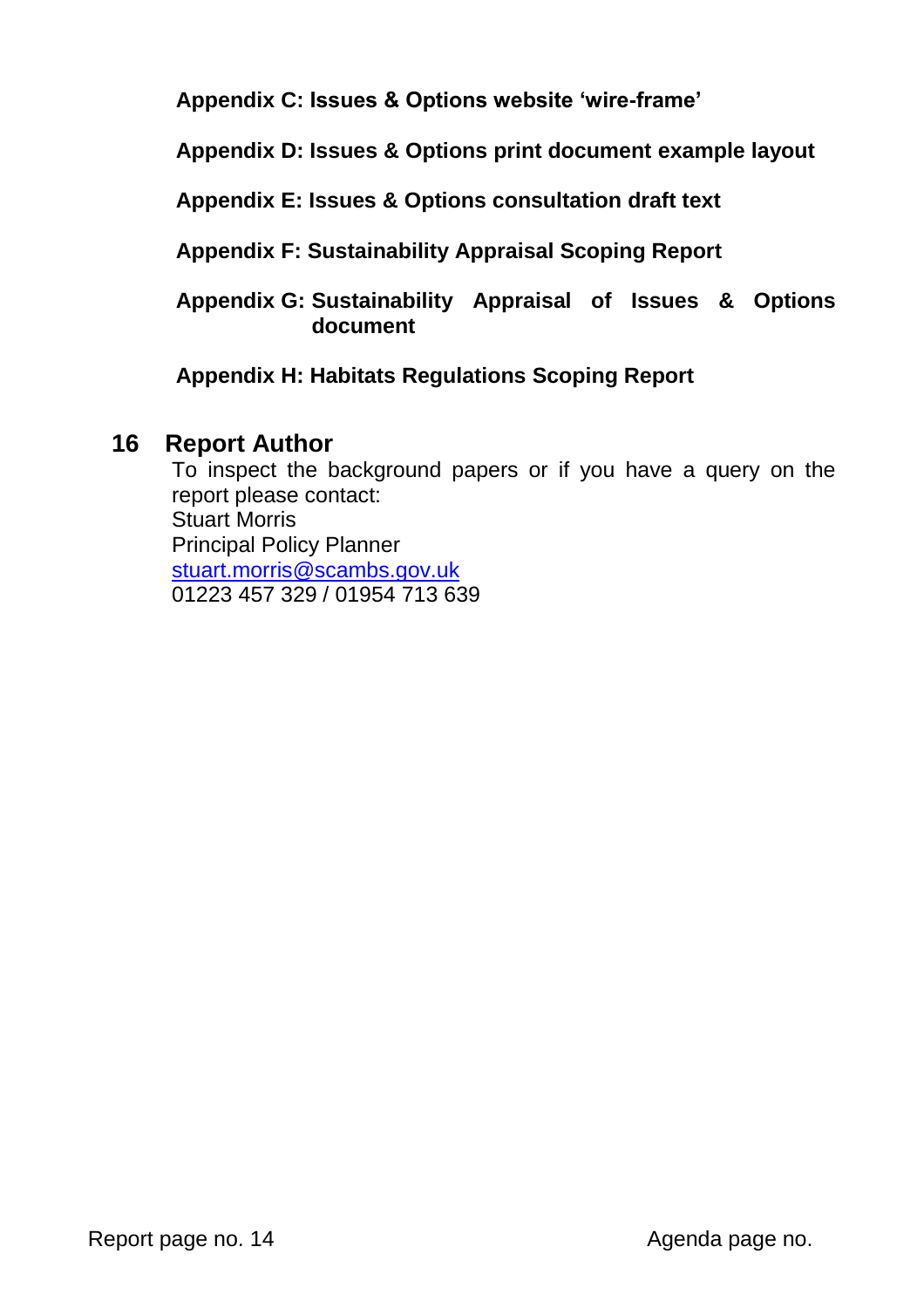**Appendix C: Issues & Options website 'wire-frame'**

**Appendix D: Issues & Options print document example layout**

**Appendix E: Issues & Options consultation draft text**

**Appendix F: Sustainability Appraisal Scoping Report**

**Appendix G: Sustainability Appraisal of Issues & Options document**

**Appendix H: Habitats Regulations Scoping Report**

## 16 Report Author

To inspect the background papers or if you have a query on the report please contact:
Stuart Morris
Principal Policy Planner
stuart.morris@scambs.gov.uk
01223 457 329 / 01954 713 639